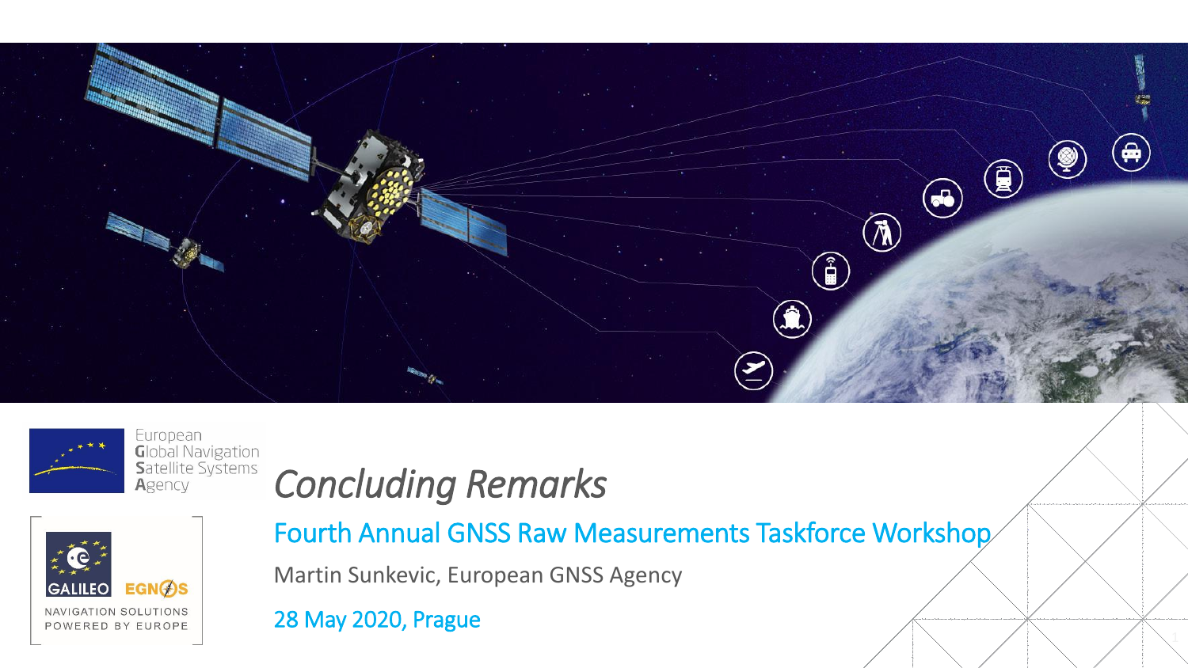European Global Navigation Satellite Systems Agency

GALILEO EGNOS

NAVIGATION SOLUTIONS POWERED BY EUROPE

# *Concluding Remarks*

## Fourth Annual GNSS Raw Measurements Taskforce Workshop

Martin Sunkevic, European GNSS Agency

28 May 2020, Prague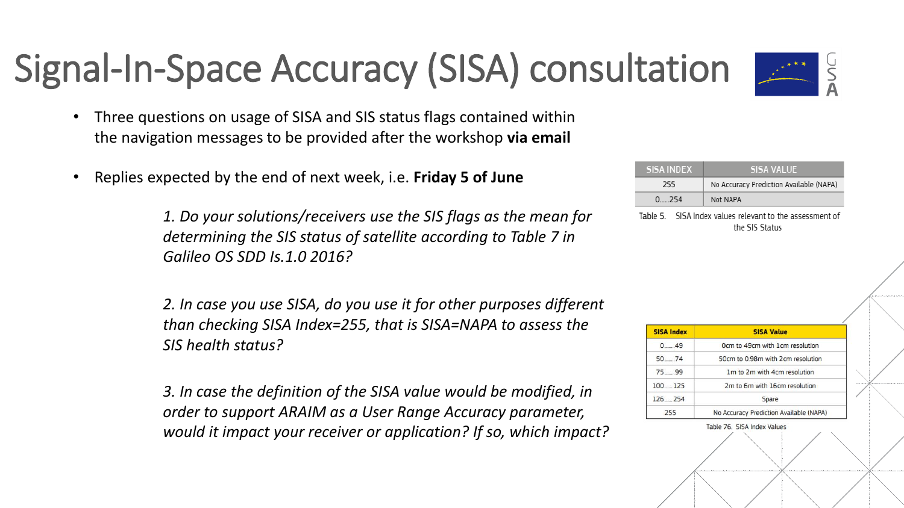# Signal-In-Space Accuracy (SISA) consultation

- Three questions on usage of SISA and SIS status flags contained within the navigation messages to be provided after the workshop **via email**
- Replies expected by the end of next week, i.e. **Friday 5 of June**

*1. Do your solutions/receivers use the SIS flags as the mean for determining the SIS status of satellite according to Table 7 in Galileo OS SDD Is.1.0 2016?*

*2. In case you use SISA, do you use it for other purposes different than checking SISA Index=255, that is SISA=NAPA to assess the SIS health status?*

*3. In case the definition of the SISA value would be modified, in order to support ARAIM as a User Range Accuracy parameter, would it impact your receiver or application? If so, which impact?*

| SISA INDEX | SISA VALUE |
|---|---|
| 255 | No Accuracy Prediction Available (NAPA) |
| 0......254 | Not NAPA |

Table 5. SISA Index values relevant to the assessment of the SIS Status

| SISA Index | SISA Value |
|---|---|
| 0.......49 | 0cm to 49cm with 1cm resolution |
| 50.......74 | 50cm to 0.98m with 2cm resolution |
| 75.......99 | 1m to 2m with 4cm resolution |
| 100......125 | 2m to 6m with 16cm resolution |
| 126......254 | Spare |
| 255 | No Accuracy Prediction Available (NAPA) |

Table 76. SISA Index Values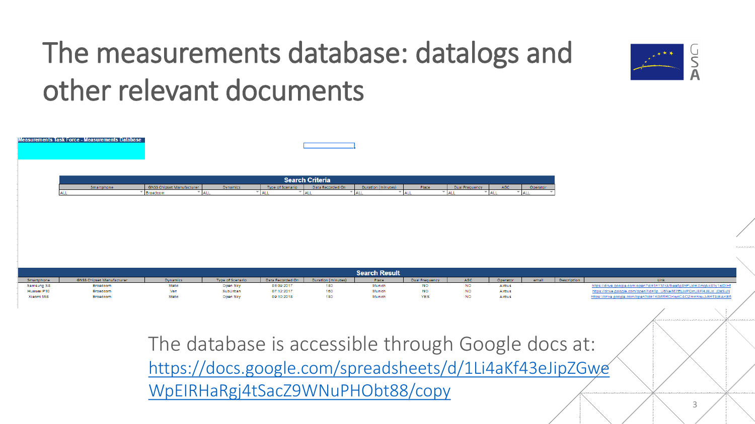# The measurements database: datalogs and other relevant documents

Measurements Task Force - Measurements Database

**Search Criteria**

| Smartphone | GNSS Chipset Manufacturer | Dynamics | Type of Scenario | Data Recorded On | Duration (minutes) | Place | Dual Frequency | AGC | Operator |
|---|---|---|---|---|---|---|---|---|---|
| ALL | Broadcom | ALL | ALL | ALL | ALL | ALL | ALL | ALL | ALL |

**Search Result**

| Smartphone | GNSS Chipset Manufacturer | Dynamics | Type of Scenario | Data Recorded On | Duration (minutes) | Place | Dual Frequency | AGC | Operator | email | Description | Link |
|---|---|---|---|---|---|---|---|---|---|---|---|---|
| Samsung S8 | Broadcom | Static | Open Sky | 03:09:2017 | 180 | Munich | NO | NO | Airbus | | | https://drive.google.com/open?id=1nYMYAfbaa6p8hPUdmXmqt-X81y1wDUHf |
| Huawei P10 | Broadcom | Van | SubUrban | 07:12:2017 | 160 | Munich | NO | NO | Airbus | | | https://drive.google.com/open?id=1p_U6NeIM7fBUxPOmJ8FHJEJy_lDe5uN |
| Xiaomi MI8 | Broadcom | Static | Open Sky | 09:10:2018 | 180 | Munich | YES | NO | Airbus | | | https://drive.google.com/open?id=1XG65ROKwbCAOZmnhiw-J-BrtTAjBAKE6 |

The database is accessible through Google docs at: https://docs.google.com/spreadsheets/d/1Li4aKf43eJipZGweWpEIRHaRgj4tSacZ9WNuPHObt88/copy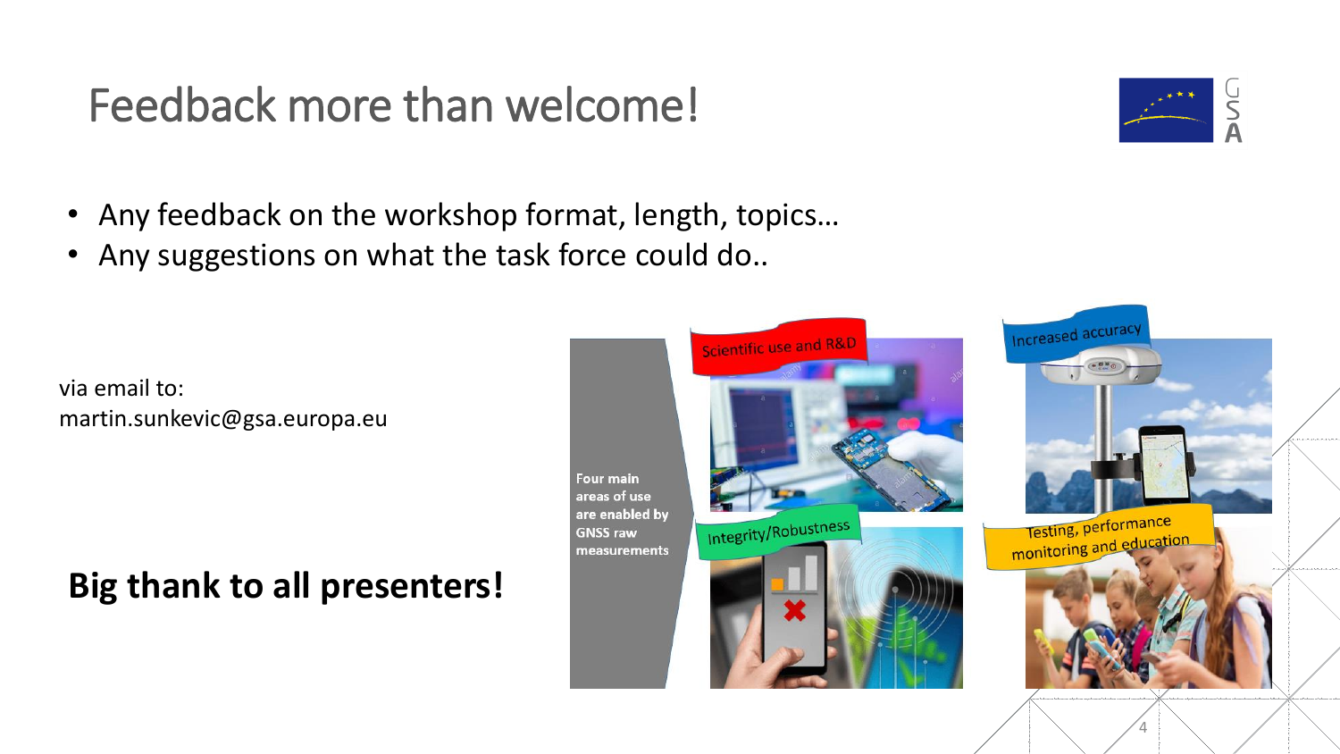# Feedback more than welcome!

- Any feedback on the workshop format, length, topics…
- Any suggestions on what the task force could do..

via email to:
martin.sunkevic@gsa.europa.eu

**Big thank to all presenters!**

Four main areas of use are enabled by GNSS raw measurements

- Scientific use and R&D
- Increased accuracy
- Integrity/Robustness
- Testing, performance monitoring and education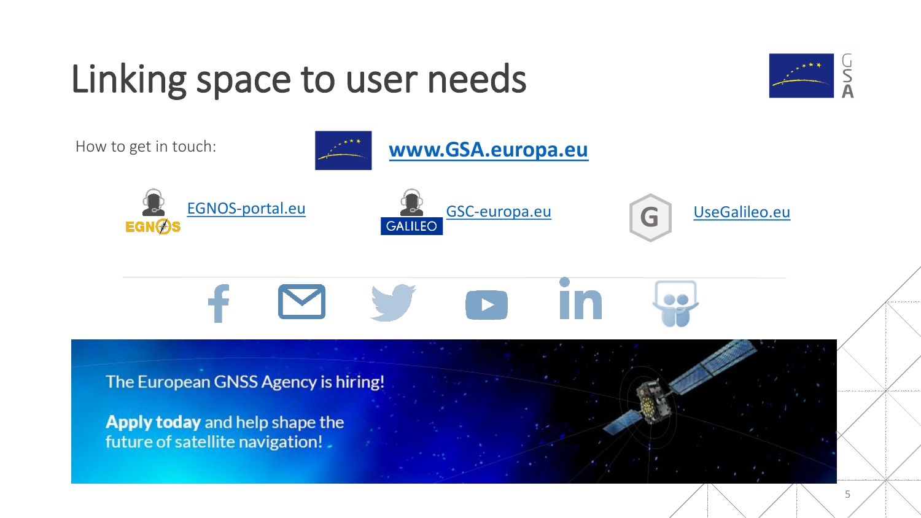# Linking space to user needs

How to get in touch:

**www.GSA.europa.eu**

EGNOS-portal.eu

GSC-europa.eu

UseGalileo.eu

The European GNSS Agency is hiring!

**Apply today** and help shape the future of satellite navigation!